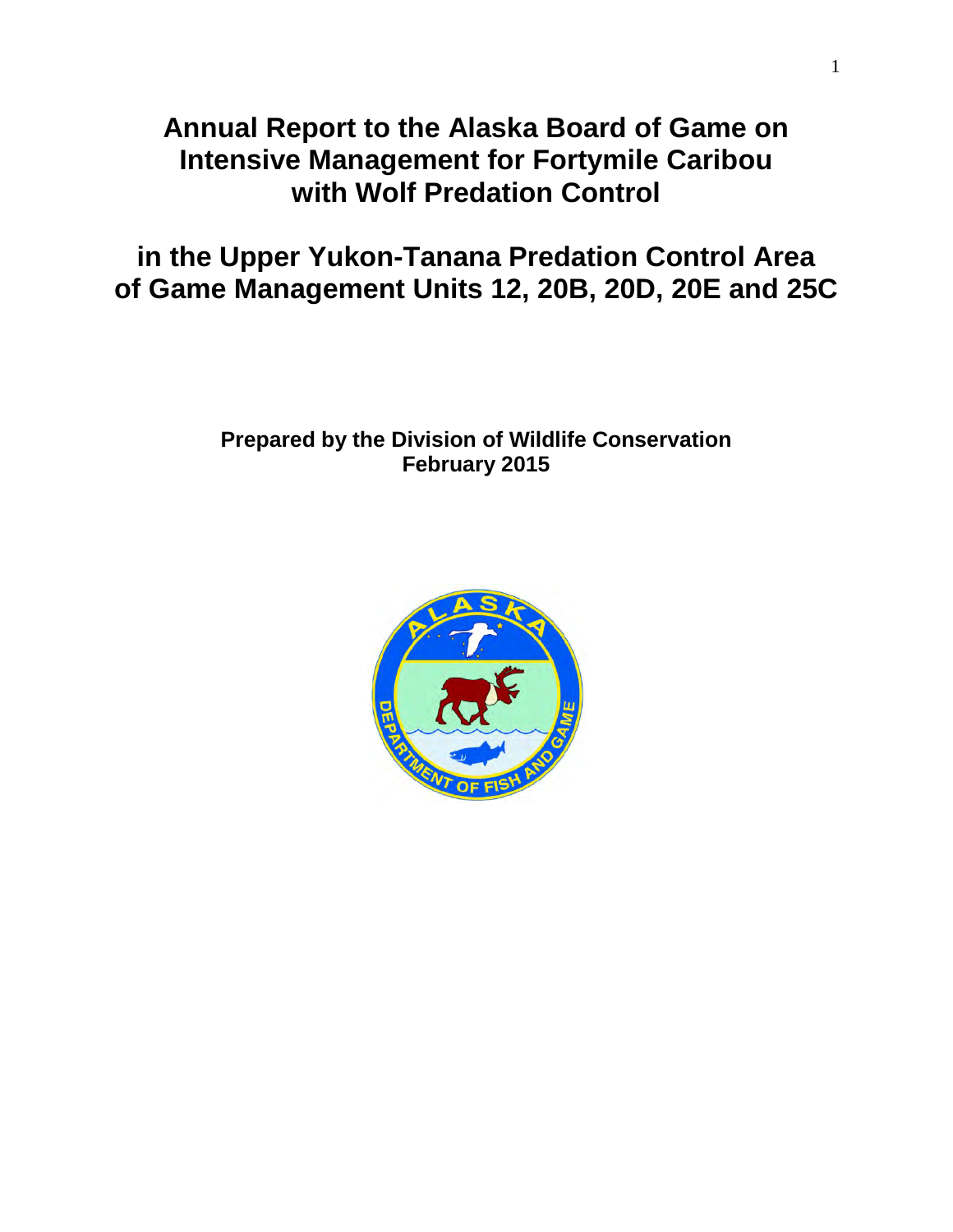# Annual Report to the Alaska Board of Game on Intensive Management for Fortymile Caribou with Wolf Predation Control

# in the Upper Yukon-Tanana Predation Control Area of Game Management Units 12, 20B, 20D, 20E and 25C

**Prepared by the Division of Wildlife Conservation**
**February 2015**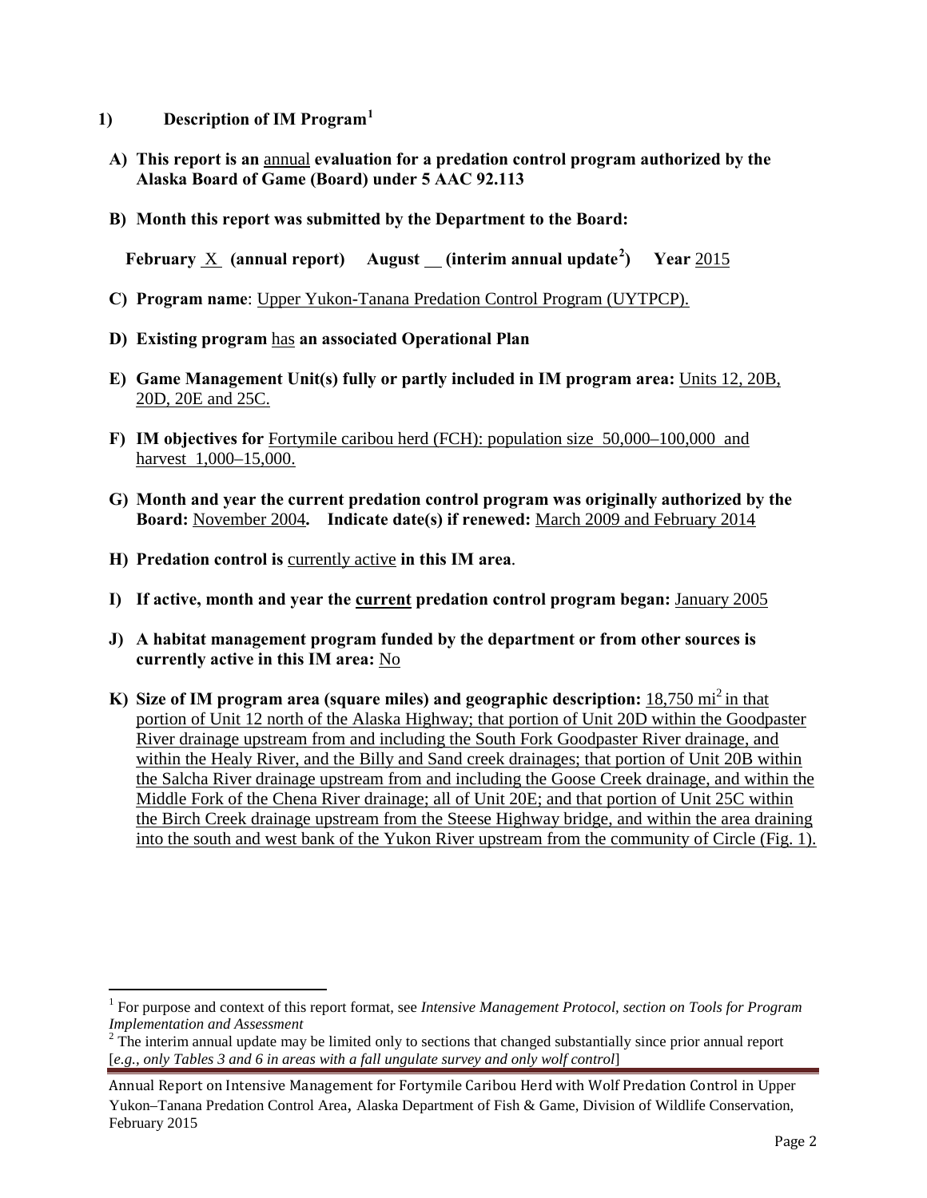## 1) Description of IM Program[1]

**A) This report is an** annual **evaluation for a predation control program authorized by the Alaska Board of Game (Board) under 5 AAC 92.113**

**B) Month this report was submitted by the Department to the Board:**

**February** X **(annual report) August** __ **(interim annual update[2]) Year** 2015

**C) Program name**: Upper Yukon-Tanana Predation Control Program (UYTPCP).

**D) Existing program** has **an associated Operational Plan**

**E) Game Management Unit(s) fully or partly included in IM program area:** Units 12, 20B, 20D, 20E and 25C.

**F) IM objectives for** Fortymile caribou herd (FCH): population size 50,000–100,000 and harvest 1,000–15,000.

**G) Month and year the current predation control program was originally authorized by the Board:** November 2004**. Indicate date(s) if renewed:** March 2009 and February 2014

**H) Predation control is** currently active **in this IM area**.

**I) If active, month and year the current predation control program began:** January 2005

**J) A habitat management program funded by the department or from other sources is currently active in this IM area:** No

**K) Size of IM program area (square miles) and geographic description:** 18,750 $mi^2$ in that portion of Unit 12 north of the Alaska Highway; that portion of Unit 20D within the Goodpaster River drainage upstream from and including the South Fork Goodpaster River drainage, and within the Healy River, and the Billy and Sand creek drainages; that portion of Unit 20B within the Salcha River drainage upstream from and including the Goose Creek drainage, and within the Middle Fork of the Chena River drainage; all of Unit 20E; and that portion of Unit 25C within the Birch Creek drainage upstream from the Steese Highway bridge, and within the area draining into the south and west bank of the Yukon River upstream from the community of Circle (Fig. 1).

---

[1] For purpose and context of this report format, see *Intensive Management Protocol, section on Tools for Program Implementation and Assessment*

[2] The interim annual update may be limited only to sections that changed substantially since prior annual report [*e.g., only Tables 3 and 6 in areas with a fall ungulate survey and only wolf control*]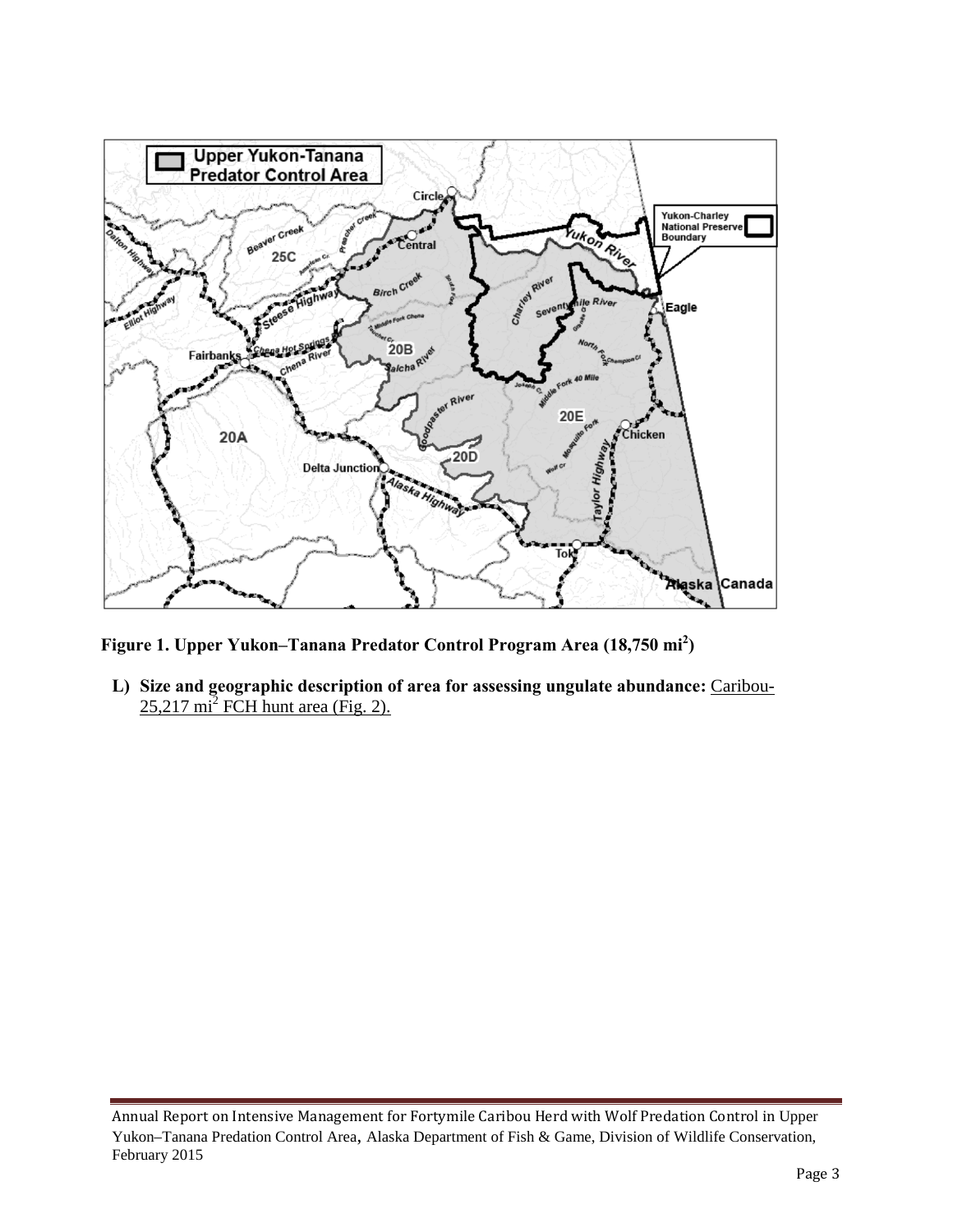**Figure 1. Upper Yukon–Tanana Predator Control Program Area (18,750 mi$^2$)**

**L) Size and geographic description of area for assessing ungulate abundance:** Caribou-25,217 mi$^2$ FCH hunt area (Fig. 2).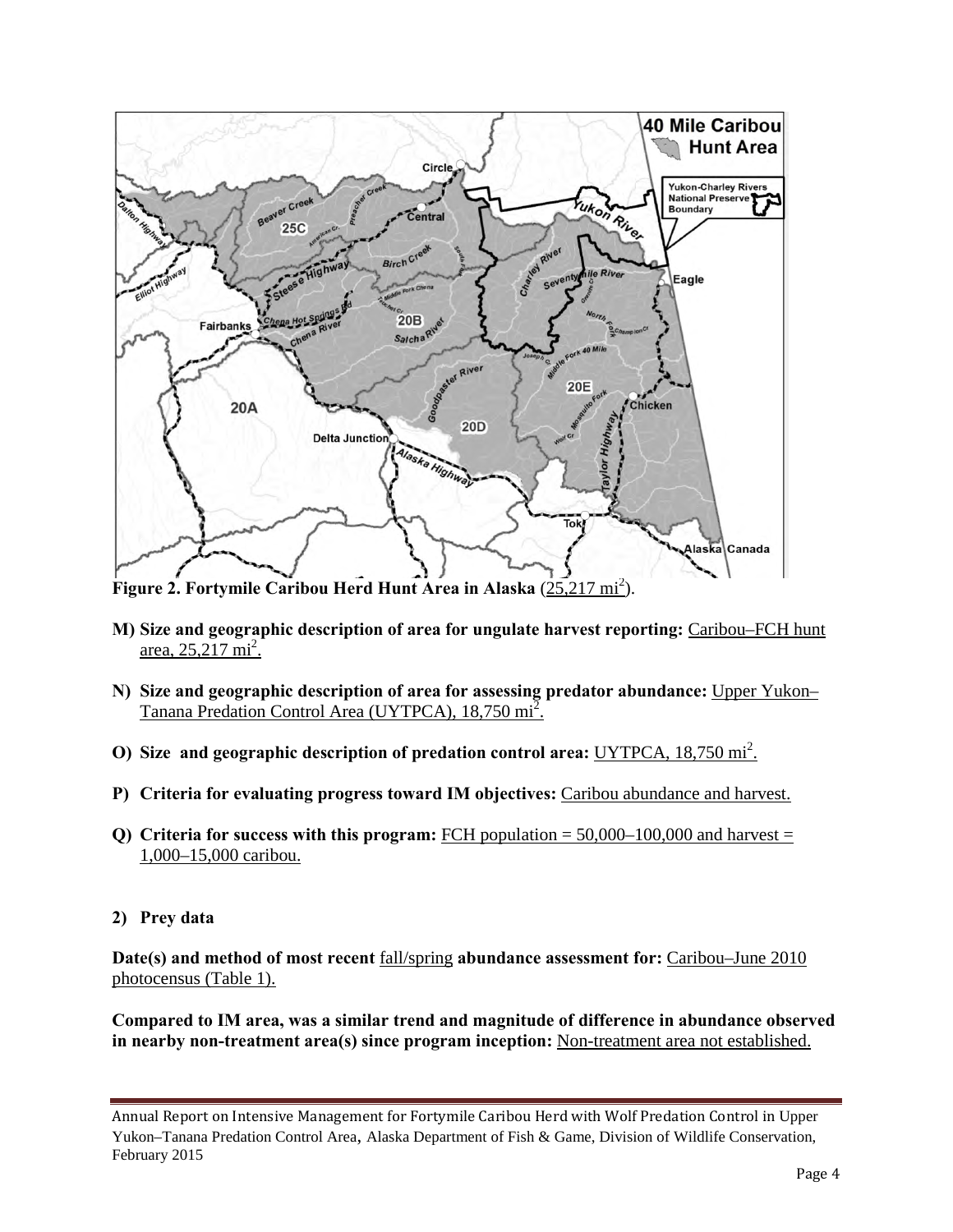**Figure 2. Fortymile Caribou Herd Hunt Area in Alaska** (25,217 $mi^2$).

**M) Size and geographic description of area for ungulate harvest reporting:** Caribou–FCH hunt area, 25,217 $mi^2$.

**N) Size and geographic description of area for assessing predator abundance:** Upper Yukon–Tanana Predation Control Area (UYTPCA), 18,750 $mi^2$.

**O) Size and geographic description of predation control area:** UYTPCA, 18,750 $mi^2$.

**P) Criteria for evaluating progress toward IM objectives:** Caribou abundance and harvest.

**Q) Criteria for success with this program:** FCH population = 50,000–100,000 and harvest = 1,000–15,000 caribou.

**2) Prey data**

**Date(s) and method of most recent** fall/spring **abundance assessment for:** Caribou–June 2010 photocensus (Table 1).

**Compared to IM area, was a similar trend and magnitude of difference in abundance observed in nearby non-treatment area(s) since program inception:** Non-treatment area not established.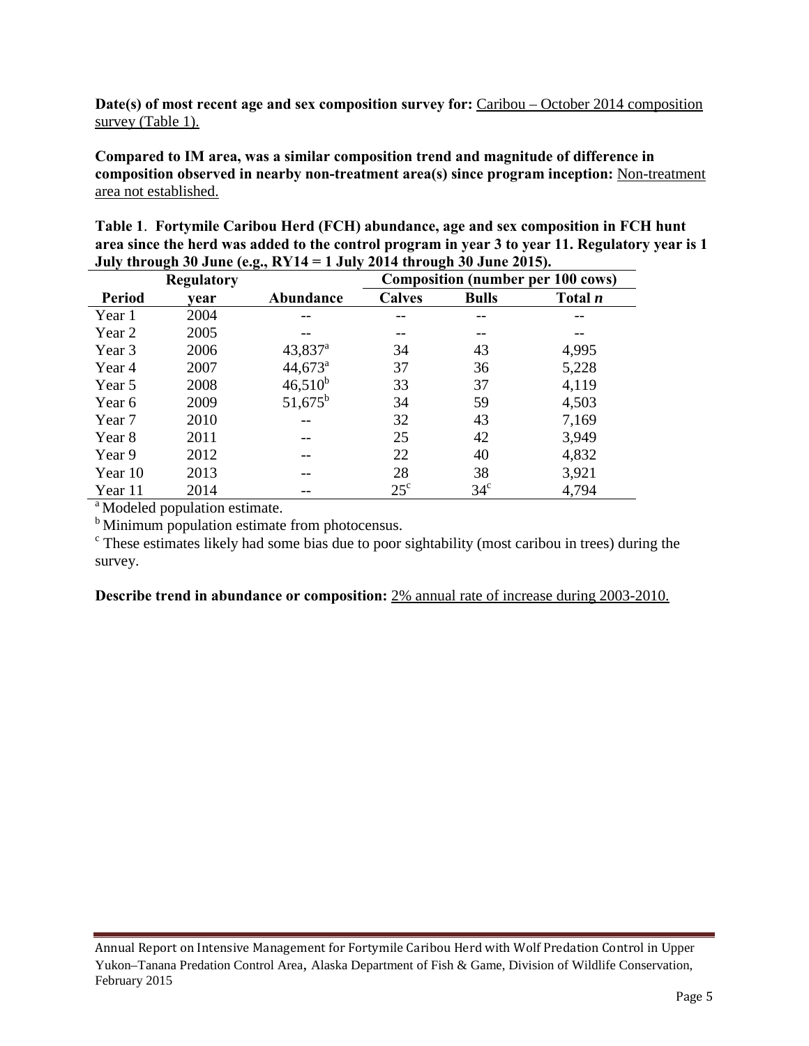**Date(s) of most recent age and sex composition survey for:** Caribou – October 2014 composition survey (Table 1).

**Compared to IM area, was a similar composition trend and magnitude of difference in composition observed in nearby non-treatment area(s) since program inception:** Non-treatment area not established.

**Table 1**. **Fortymile Caribou Herd (FCH) abundance, age and sex composition in FCH hunt area since the herd was added to the control program in year 3 to year 11. Regulatory year is 1 July through 30 June (e.g., RY14 = 1 July 2014 through 30 June 2015).**

| | Regulatory | | Composition (number per 100 cows) | | |
|---|---|---|---|---|---|
| **Period** | **year** | **Abundance** | **Calves** | **Bulls** | **Total *n*** |
| Year 1 | 2004 | -- | -- | -- | -- |
| Year 2 | 2005 | -- | -- | -- | -- |
| Year 3 | 2006 | 43,837[a] | 34 | 43 | 4,995 |
| Year 4 | 2007 | 44,673[a] | 37 | 36 | 5,228 |
| Year 5 | 2008 | 46,510[b] | 33 | 37 | 4,119 |
| Year 6 | 2009 | 51,675[b] | 34 | 59 | 4,503 |
| Year 7 | 2010 | -- | 32 | 43 | 7,169 |
| Year 8 | 2011 | -- | 25 | 42 | 3,949 |
| Year 9 | 2012 | -- | 22 | 40 | 4,832 |
| Year 10 | 2013 | -- | 28 | 38 | 3,921 |
| Year 11 | 2014 | -- | 25[c] | 34[c] | 4,794 |

[a] Modeled population estimate.

[b] Minimum population estimate from photocensus.

[c] These estimates likely had some bias due to poor sightability (most caribou in trees) during the survey.

**Describe trend in abundance or composition:** 2% annual rate of increase during 2003-2010.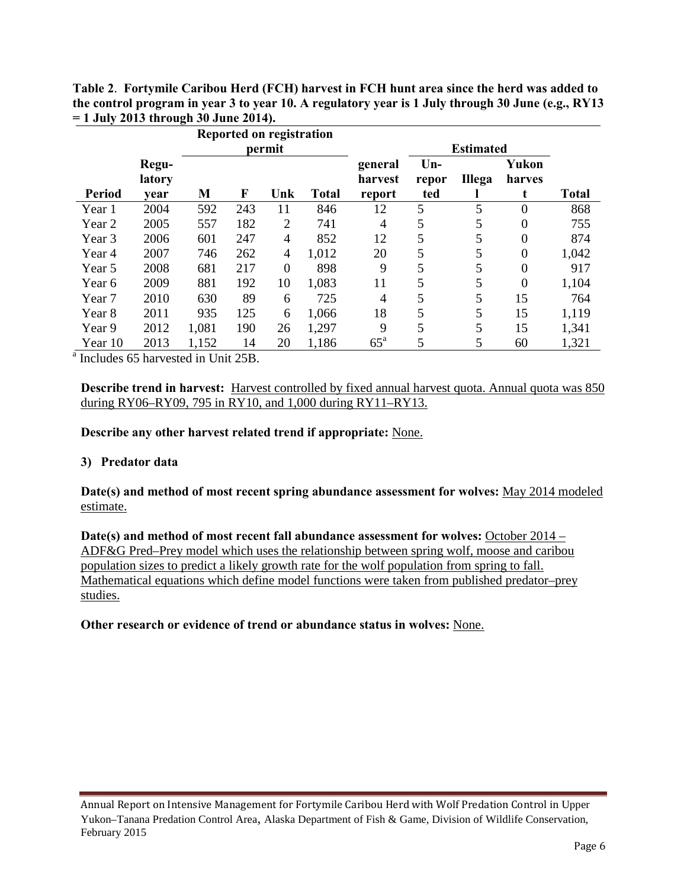**Table 2. Fortymile Caribou Herd (FCH) harvest in FCH hunt area since the herd was added to the control program in year 3 to year 10. A regulatory year is 1 July through 30 June (e.g., RY13 = 1 July 2013 through 30 June 2014).**

| | | Reported on registration permit | | | | | Estimated | | | |
|---|---|---|---|---|---|---|---|---|---|---|
| Period | Regulatory year | M | F | Unk | Total | general harvest report | Unreported | Illegal | Yukon harvest | Total |
| Year 1 | 2004 | 592 | 243 | 11 | 846 | 12 | 5 | 5 | 0 | 868 |
| Year 2 | 2005 | 557 | 182 | 2 | 741 | 4 | 5 | 5 | 0 | 755 |
| Year 3 | 2006 | 601 | 247 | 4 | 852 | 12 | 5 | 5 | 0 | 874 |
| Year 4 | 2007 | 746 | 262 | 4 | 1,012 | 20 | 5 | 5 | 0 | 1,042 |
| Year 5 | 2008 | 681 | 217 | 0 | 898 | 9 | 5 | 5 | 0 | 917 |
| Year 6 | 2009 | 881 | 192 | 10 | 1,083 | 11 | 5 | 5 | 0 | 1,104 |
| Year 7 | 2010 | 630 | 89 | 6 | 725 | 4 | 5 | 5 | 15 | 764 |
| Year 8 | 2011 | 935 | 125 | 6 | 1,066 | 18 | 5 | 5 | 15 | 1,119 |
| Year 9 | 2012 | 1,081 | 190 | 26 | 1,297 | 9 | 5 | 5 | 15 | 1,341 |
| Year 10 | 2013 | 1,152 | 14 | 20 | 1,186 | 65[a] | 5 | 5 | 60 | 1,321 |

[a] Includes 65 harvested in Unit 25B.

**Describe trend in harvest:** Harvest controlled by fixed annual harvest quota. Annual quota was 850 during RY06–RY09, 795 in RY10, and 1,000 during RY11–RY13.

**Describe any other harvest related trend if appropriate:** None.

**3) Predator data**

**Date(s) and method of most recent spring abundance assessment for wolves:** May 2014 modeled estimate.

**Date(s) and method of most recent fall abundance assessment for wolves:** October 2014 – ADF&G Pred–Prey model which uses the relationship between spring wolf, moose and caribou population sizes to predict a likely growth rate for the wolf population from spring to fall. Mathematical equations which define model functions were taken from published predator–prey studies.

**Other research or evidence of trend or abundance status in wolves:** None.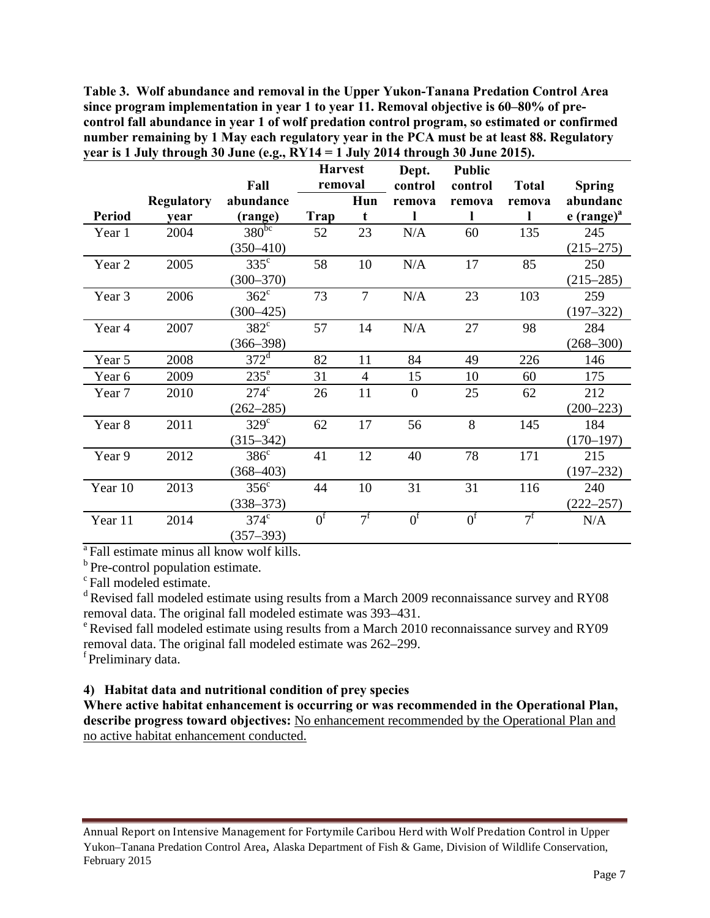**Table 3. Wolf abundance and removal in the Upper Yukon-Tanana Predation Control Area since program implementation in year 1 to year 11. Removal objective is 60–80% of pre-control fall abundance in year 1 of wolf predation control program, so estimated or confirmed number remaining by 1 May each regulatory year in the PCA must be at least 88. Regulatory year is 1 July through 30 June (e.g., RY14 = 1 July 2014 through 30 June 2015).**

| Period | Regulatory year | Fall abundance (range) | Harvest removal | | Dept. control removal | Public control removal | Total removal | Spring abundance (range)[a] |
|---|---|---|---|---|---|---|---|---|
| | | | Trap | Hunt | | | | |
| Year 1 | 2004 | 380[bc] (350–410) | 52 | 23 | N/A | 60 | 135 | 245 (215–275) |
| Year 2 | 2005 | 335[c] (300–370) | 58 | 10 | N/A | 17 | 85 | 250 (215–285) |
| Year 3 | 2006 | 362[c] (300–425) | 73 | 7 | N/A | 23 | 103 | 259 (197–322) |
| Year 4 | 2007 | 382[c] (366–398) | 57 | 14 | N/A | 27 | 98 | 284 (268–300) |
| Year 5 | 2008 | 372[d] | 82 | 11 | 84 | 49 | 226 | 146 |
| Year 6 | 2009 | 235[e] | 31 | 4 | 15 | 10 | 60 | 175 |
| Year 7 | 2010 | 274[c] (262–285) | 26 | 11 | 0 | 25 | 62 | 212 (200–223) |
| Year 8 | 2011 | 329[c] (315–342) | 62 | 17 | 56 | 8 | 145 | 184 (170–197) |
| Year 9 | 2012 | 386[c] (368–403) | 41 | 12 | 40 | 78 | 171 | 215 (197–232) |
| Year 10 | 2013 | 356[c] (338–373) | 44 | 10 | 31 | 31 | 116 | 240 (222–257) |
| Year 11 | 2014 | 374[c] (357–393) | 0[f] | 7[f] | 0[f] | 0[f] | 7[f] | N/A |

[a] Fall estimate minus all know wolf kills.
[b] Pre-control population estimate.
[c] Fall modeled estimate.
[d] Revised fall modeled estimate using results from a March 2009 reconnaissance survey and RY08 removal data. The original fall modeled estimate was 393–431.
[e] Revised fall modeled estimate using results from a March 2010 reconnaissance survey and RY09 removal data. The original fall modeled estimate was 262–299.
[f] Preliminary data.

### 4) Habitat data and nutritional condition of prey species

**Where active habitat enhancement is occurring or was recommended in the Operational Plan, describe progress toward objectives:** No enhancement recommended by the Operational Plan and no active habitat enhancement conducted.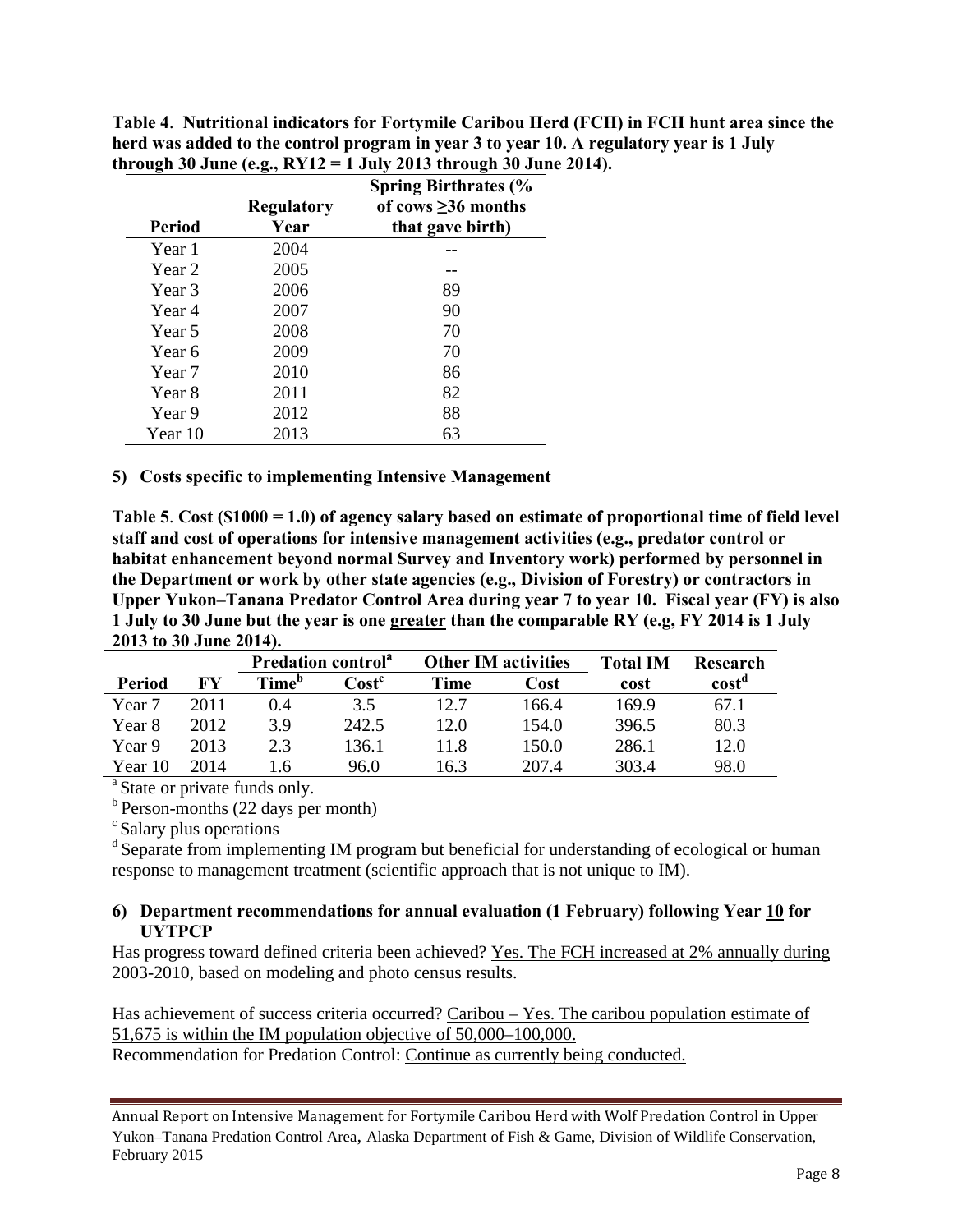**Table 4**. **Nutritional indicators for Fortymile Caribou Herd (FCH) in FCH hunt area since the herd was added to the control program in year 3 to year 10. A regulatory year is 1 July through 30 June (e.g., RY12 = 1 July 2013 through 30 June 2014).**

| Period | Regulatory Year | Spring Birthrates (% of cows ≥36 months that gave birth) |
|---|---|---|
| Year 1 | 2004 | -- |
| Year 2 | 2005 | -- |
| Year 3 | 2006 | 89 |
| Year 4 | 2007 | 90 |
| Year 5 | 2008 | 70 |
| Year 6 | 2009 | 70 |
| Year 7 | 2010 | 86 |
| Year 8 | 2011 | 82 |
| Year 9 | 2012 | 88 |
| Year 10 | 2013 | 63 |

**5) Costs specific to implementing Intensive Management**

**Table 5**. **Cost ($1000 = 1.0) of agency salary based on estimate of proportional time of field level staff and cost of operations for intensive management activities (e.g., predator control or habitat enhancement beyond normal Survey and Inventory work) performed by personnel in the Department or work by other state agencies (e.g., Division of Forestry) or contractors in Upper Yukon–Tanana Predator Control Area during year 7 to year 10. Fiscal year (FY) is also 1 July to 30 June but the year is one greater than the comparable RY (e.g, FY 2014 is 1 July 2013 to 30 June 2014).**

| | | Predation control[a] | | Other IM activities | | Total IM | Research |
|---|---|---|---|---|---|---|---|
| Period | FY | Time[b] | Cost[c] | Time | Cost | cost | cost[d] |
| Year 7 | 2011 | 0.4 | 3.5 | 12.7 | 166.4 | 169.9 | 67.1 |
| Year 8 | 2012 | 3.9 | 242.5 | 12.0 | 154.0 | 396.5 | 80.3 |
| Year 9 | 2013 | 2.3 | 136.1 | 11.8 | 150.0 | 286.1 | 12.0 |
| Year 10 | 2014 | 1.6 | 96.0 | 16.3 | 207.4 | 303.4 | 98.0 |

[a] State or private funds only.
[b] Person-months (22 days per month)
[c] Salary plus operations
[d] Separate from implementing IM program but beneficial for understanding of ecological or human response to management treatment (scientific approach that is not unique to IM).

**6) Department recommendations for annual evaluation (1 February) following Year 10 for UYTPCP**

Has progress toward defined criteria been achieved? Yes. The FCH increased at 2% annually during 2003-2010, based on modeling and photo census results.

Has achievement of success criteria occurred? Caribou – Yes. The caribou population estimate of 51,675 is within the IM population objective of 50,000–100,000.
Recommendation for Predation Control: Continue as currently being conducted.